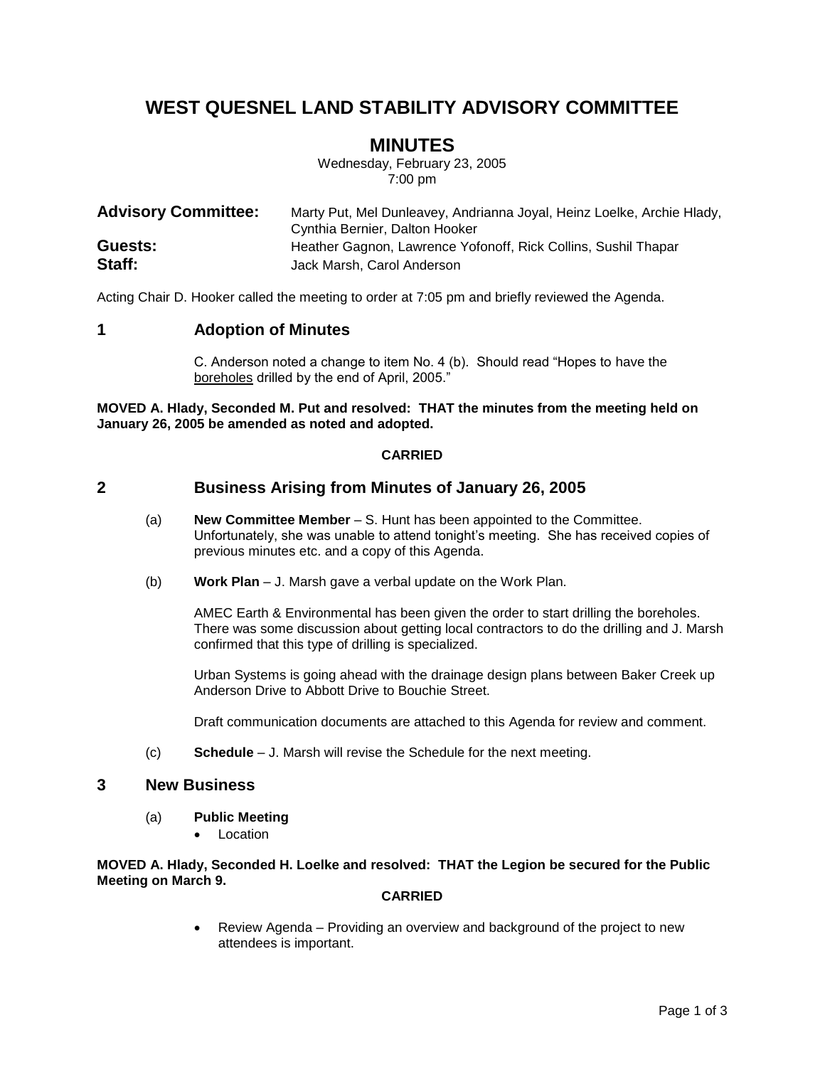# WEST QUESNEL LAND STABILITY ADVISORY COMMITTEE

## MINUTES

Wednesday, February 23, 2005
7:00 pm

**Advisory Committee:** Marty Put, Mel Dunleavey, Andrianna Joyal, Heinz Loelke, Archie Hlady, Cynthia Bernier, Dalton Hooker
**Guests:** Heather Gagnon, Lawrence Yofonoff, Rick Collins, Sushil Thapar
**Staff:** Jack Marsh, Carol Anderson

Acting Chair D. Hooker called the meeting to order at 7:05 pm and briefly reviewed the Agenda.

## 1 Adoption of Minutes

C. Anderson noted a change to item No. 4 (b). Should read "Hopes to have the boreholes drilled by the end of April, 2005."

**MOVED A. Hlady, Seconded M. Put and resolved: THAT the minutes from the meeting held on January 26, 2005 be amended as noted and adopted.**

**CARRIED**

## 2 Business Arising from Minutes of January 26, 2005

(a) **New Committee Member** – S. Hunt has been appointed to the Committee. Unfortunately, she was unable to attend tonight's meeting. She has received copies of previous minutes etc. and a copy of this Agenda.

(b) **Work Plan** – J. Marsh gave a verbal update on the Work Plan.

AMEC Earth & Environmental has been given the order to start drilling the boreholes. There was some discussion about getting local contractors to do the drilling and J. Marsh confirmed that this type of drilling is specialized.

Urban Systems is going ahead with the drainage design plans between Baker Creek up Anderson Drive to Abbott Drive to Bouchie Street.

Draft communication documents are attached to this Agenda for review and comment.

(c) **Schedule** – J. Marsh will revise the Schedule for the next meeting.

## 3 New Business

(a) **Public Meeting**

- Location

**MOVED A. Hlady, Seconded H. Loelke and resolved: THAT the Legion be secured for the Public Meeting on March 9.**

**CARRIED**

- Review Agenda – Providing an overview and background of the project to new attendees is important.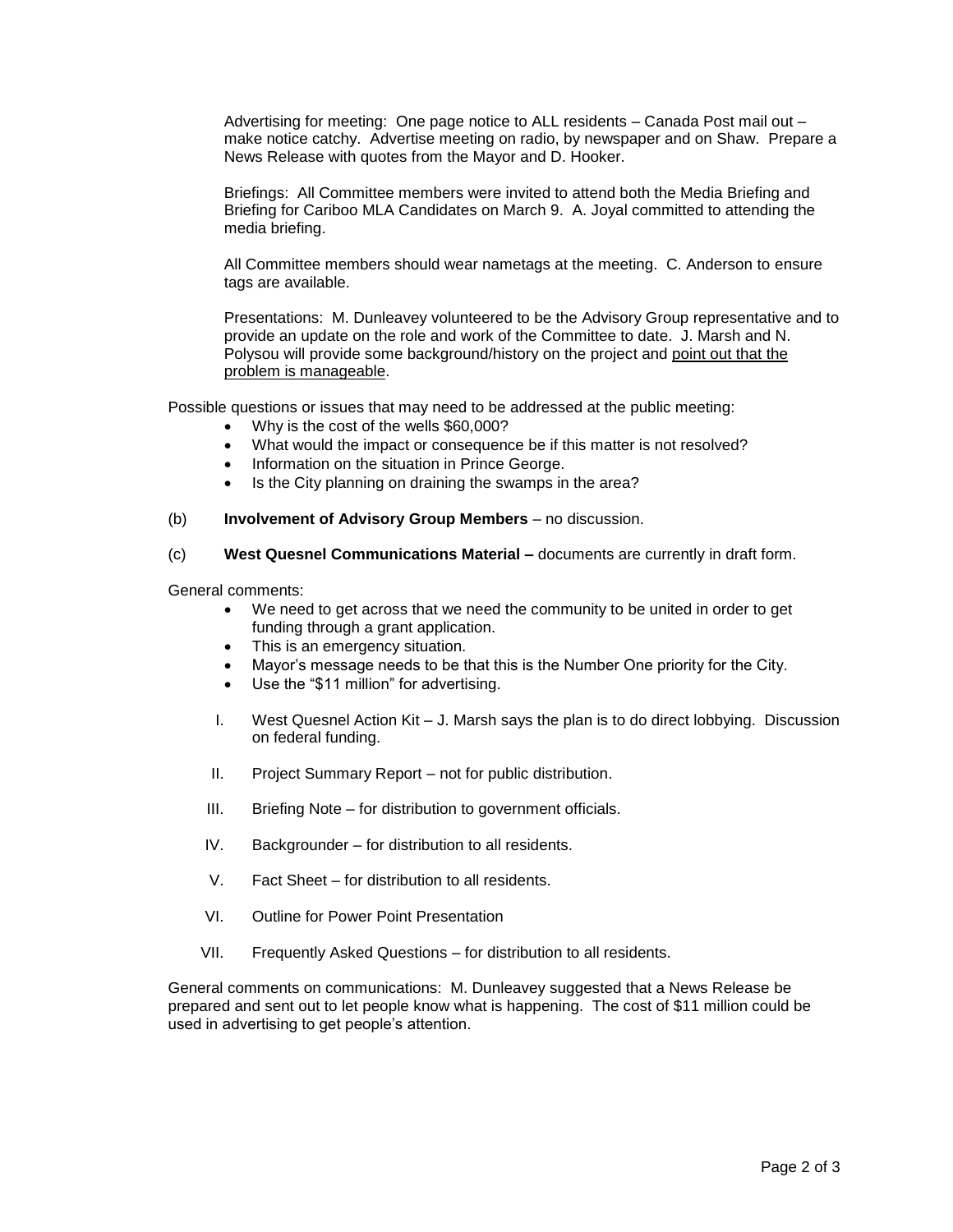Advertising for meeting: One page notice to ALL residents – Canada Post mail out – make notice catchy. Advertise meeting on radio, by newspaper and on Shaw. Prepare a News Release with quotes from the Mayor and D. Hooker.

Briefings: All Committee members were invited to attend both the Media Briefing and Briefing for Cariboo MLA Candidates on March 9. A. Joyal committed to attending the media briefing.

All Committee members should wear nametags at the meeting. C. Anderson to ensure tags are available.

Presentations: M. Dunleavey volunteered to be the Advisory Group representative and to provide an update on the role and work of the Committee to date. J. Marsh and N. Polysou will provide some background/history on the project and <u>point out that the problem is manageable</u>.

Possible questions or issues that may need to be addressed at the public meeting:

- Why is the cost of the wells $60,000?
- What would the impact or consequence be if this matter is not resolved?
- Information on the situation in Prince George.
- Is the City planning on draining the swamps in the area?

(b) **Involvement of Advisory Group Members** – no discussion.

(c) **West Quesnel Communications Material –** documents are currently in draft form.

General comments:

- We need to get across that we need the community to be united in order to get funding through a grant application.
- This is an emergency situation.
- Mayor's message needs to be that this is the Number One priority for the City.
- Use the "$11 million" for advertising.

I. West Quesnel Action Kit – J. Marsh says the plan is to do direct lobbying. Discussion on federal funding.

II. Project Summary Report – not for public distribution.

III. Briefing Note – for distribution to government officials.

IV. Backgrounder – for distribution to all residents.

V. Fact Sheet – for distribution to all residents.

VI. Outline for Power Point Presentation

VII. Frequently Asked Questions – for distribution to all residents.

General comments on communications: M. Dunleavey suggested that a News Release be prepared and sent out to let people know what is happening. The cost of $11 million could be used in advertising to get people's attention.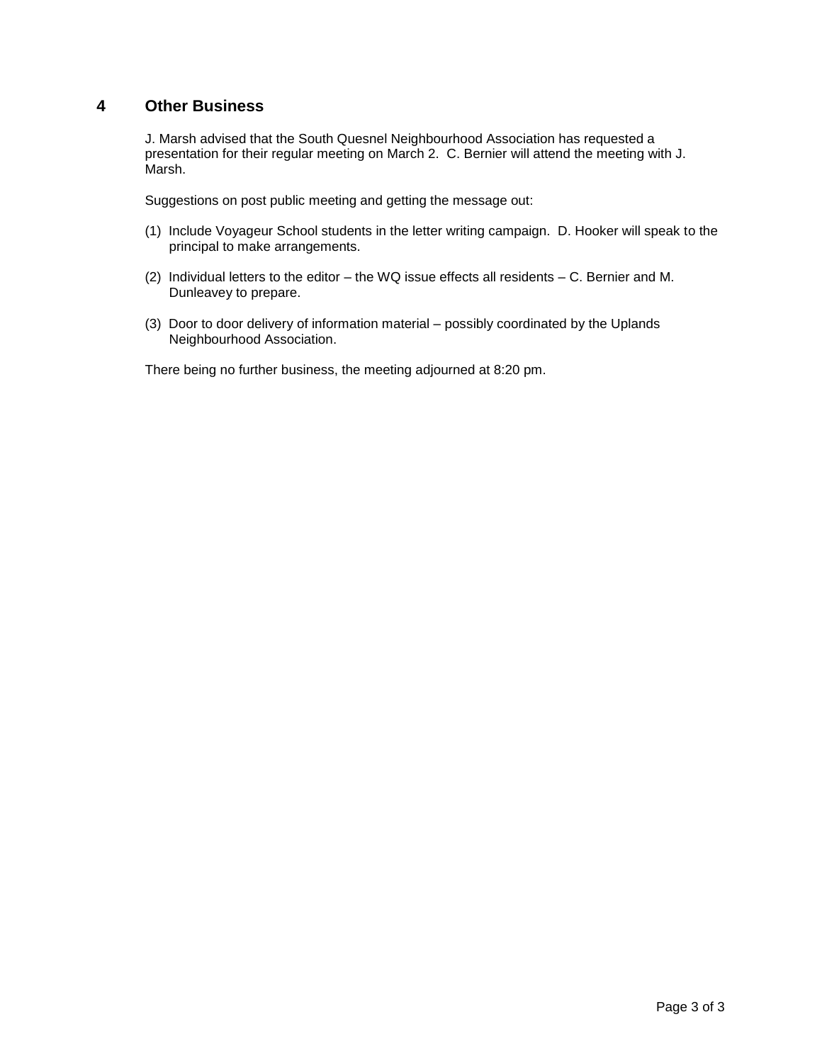## 4 Other Business

J. Marsh advised that the South Quesnel Neighbourhood Association has requested a presentation for their regular meeting on March 2. C. Bernier will attend the meeting with J. Marsh.

Suggestions on post public meeting and getting the message out:

(1) Include Voyageur School students in the letter writing campaign. D. Hooker will speak to the principal to make arrangements.

(2) Individual letters to the editor – the WQ issue effects all residents – C. Bernier and M. Dunleavey to prepare.

(3) Door to door delivery of information material – possibly coordinated by the Uplands Neighbourhood Association.

There being no further business, the meeting adjourned at 8:20 pm.